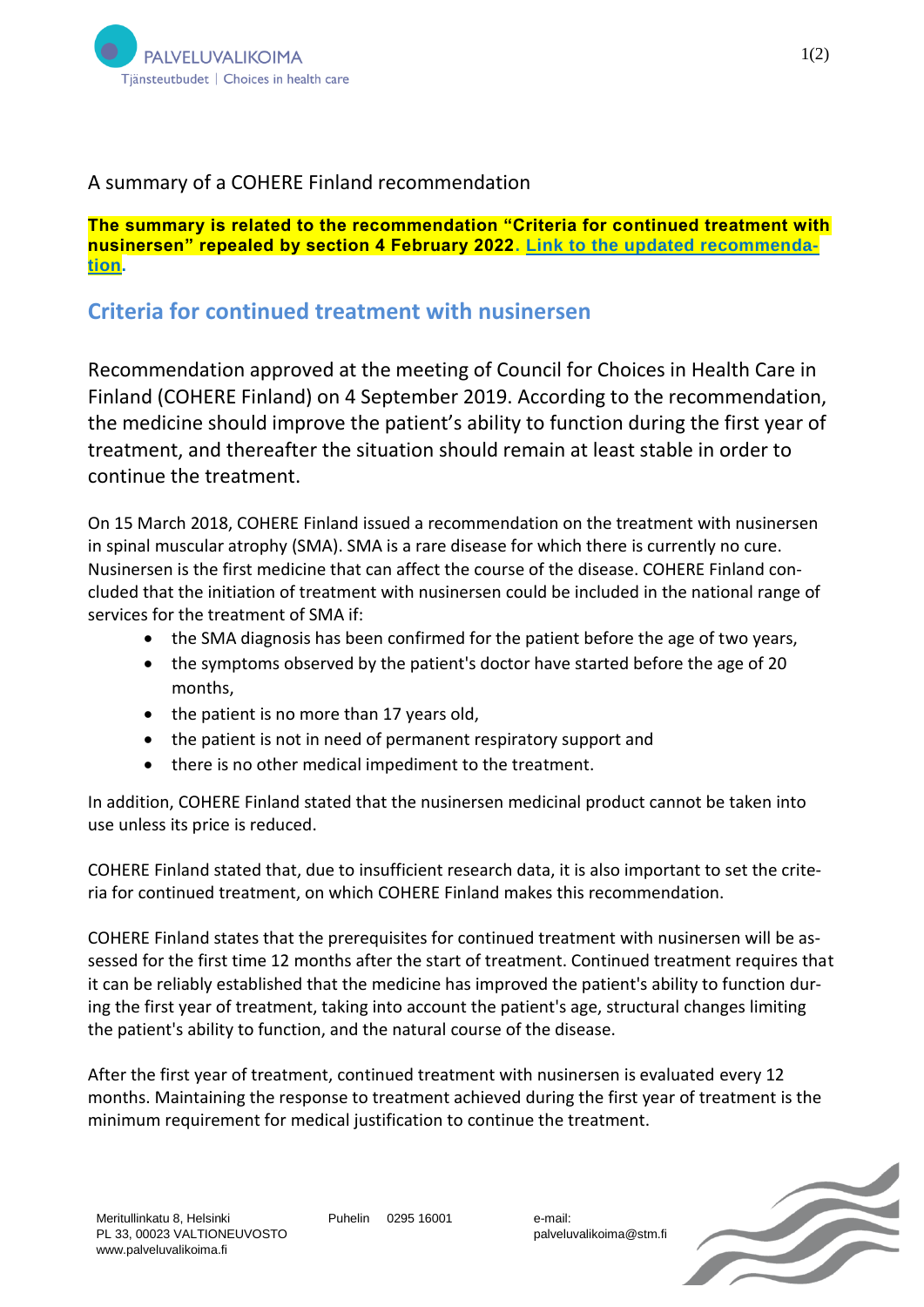A summary of a COHERE Finland recommendation

**The summary is related to the recommendation "Criteria for continued treatment with nusinersen" repealed by section 4 February 2022. Link to the updated recommendation.**

## Criteria for continued treatment with nusinersen

Recommendation approved at the meeting of Council for Choices in Health Care in Finland (COHERE Finland) on 4 September 2019. According to the recommendation, the medicine should improve the patient's ability to function during the first year of treatment, and thereafter the situation should remain at least stable in order to continue the treatment.

On 15 March 2018, COHERE Finland issued a recommendation on the treatment with nusinersen in spinal muscular atrophy (SMA). SMA is a rare disease for which there is currently no cure. Nusinersen is the first medicine that can affect the course of the disease. COHERE Finland concluded that the initiation of treatment with nusinersen could be included in the national range of services for the treatment of SMA if:

- the SMA diagnosis has been confirmed for the patient before the age of two years,
- the symptoms observed by the patient's doctor have started before the age of 20 months,
- the patient is no more than 17 years old,
- the patient is not in need of permanent respiratory support and
- there is no other medical impediment to the treatment.

In addition, COHERE Finland stated that the nusinersen medicinal product cannot be taken into use unless its price is reduced.

COHERE Finland stated that, due to insufficient research data, it is also important to set the criteria for continued treatment, on which COHERE Finland makes this recommendation.

COHERE Finland states that the prerequisites for continued treatment with nusinersen will be assessed for the first time 12 months after the start of treatment. Continued treatment requires that it can be reliably established that the medicine has improved the patient's ability to function during the first year of treatment, taking into account the patient's age, structural changes limiting the patient's ability to function, and the natural course of the disease.

After the first year of treatment, continued treatment with nusinersen is evaluated every 12 months. Maintaining the response to treatment achieved during the first year of treatment is the minimum requirement for medical justification to continue the treatment.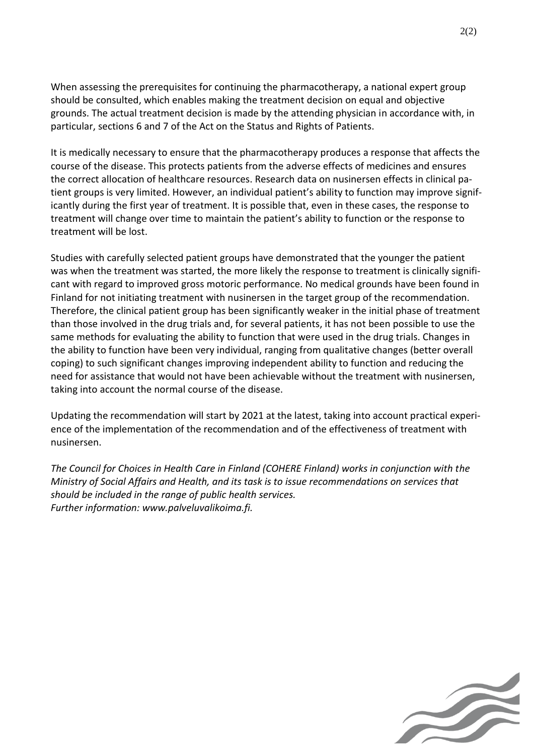When assessing the prerequisites for continuing the pharmacotherapy, a national expert group should be consulted, which enables making the treatment decision on equal and objective grounds. The actual treatment decision is made by the attending physician in accordance with, in particular, sections 6 and 7 of the Act on the Status and Rights of Patients.

It is medically necessary to ensure that the pharmacotherapy produces a response that affects the course of the disease. This protects patients from the adverse effects of medicines and ensures the correct allocation of healthcare resources. Research data on nusinersen effects in clinical patient groups is very limited. However, an individual patient's ability to function may improve significantly during the first year of treatment. It is possible that, even in these cases, the response to treatment will change over time to maintain the patient's ability to function or the response to treatment will be lost.

Studies with carefully selected patient groups have demonstrated that the younger the patient was when the treatment was started, the more likely the response to treatment is clinically significant with regard to improved gross motoric performance. No medical grounds have been found in Finland for not initiating treatment with nusinersen in the target group of the recommendation. Therefore, the clinical patient group has been significantly weaker in the initial phase of treatment than those involved in the drug trials and, for several patients, it has not been possible to use the same methods for evaluating the ability to function that were used in the drug trials. Changes in the ability to function have been very individual, ranging from qualitative changes (better overall coping) to such significant changes improving independent ability to function and reducing the need for assistance that would not have been achievable without the treatment with nusinersen, taking into account the normal course of the disease.

Updating the recommendation will start by 2021 at the latest, taking into account practical experience of the implementation of the recommendation and of the effectiveness of treatment with nusinersen.

*The Council for Choices in Health Care in Finland (COHERE Finland) works in conjunction with the Ministry of Social Affairs and Health, and its task is to issue recommendations on services that should be included in the range of public health services.*
*Further information: www.palveluvalikoima.fi.*